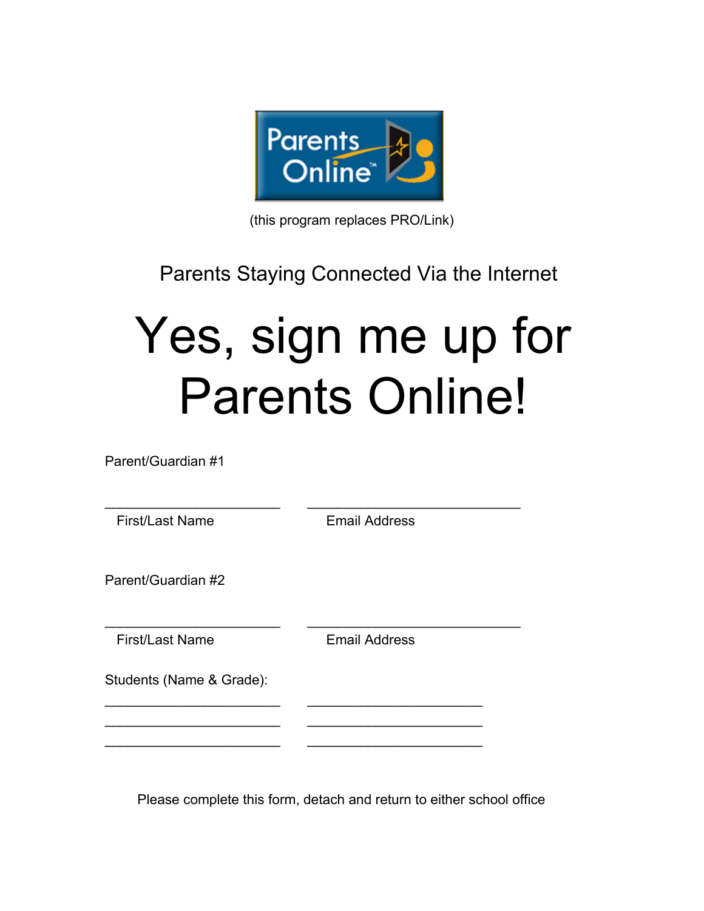Parents Online™

(this program replaces PRO/Link)

Parents Staying Connected Via the Internet

# Yes, sign me up for Parents Online!

Parent/Guardian #1

________________________  ____________________________

First/Last Name  Email Address

Parent/Guardian #2

________________________  ____________________________

First/Last Name  Email Address

Students (Name & Grade):

________________________  ________________________

________________________  ________________________

________________________  ________________________

Please complete this form, detach and return to either school office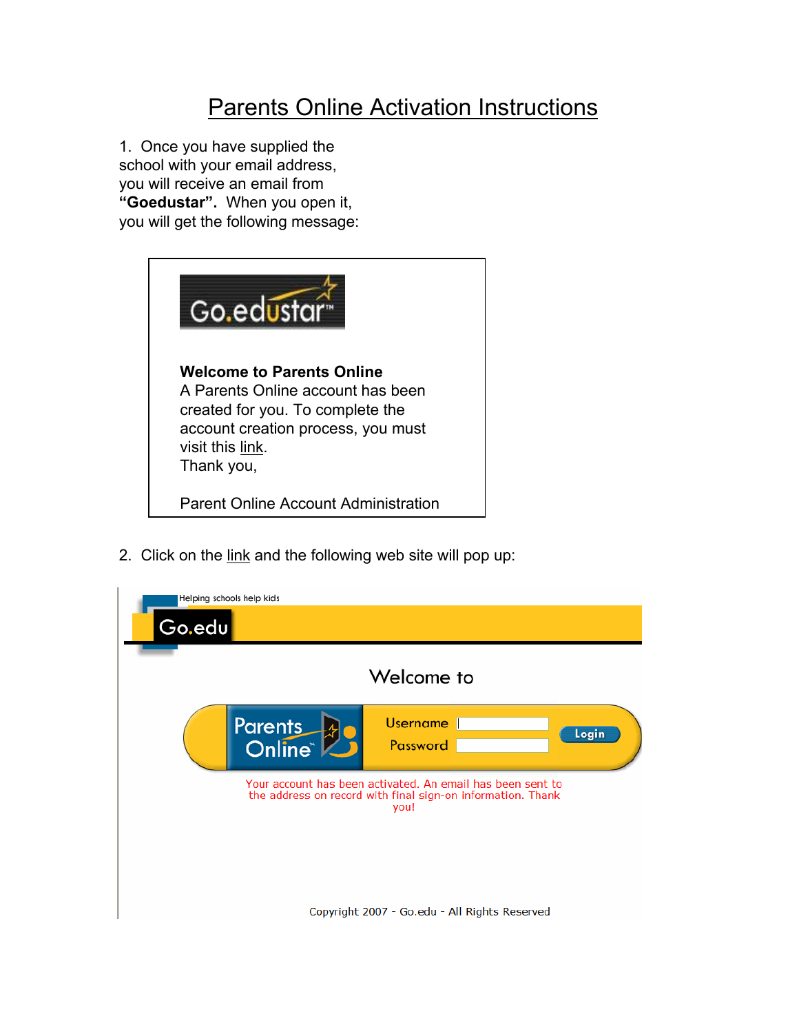# Parents Online Activation Instructions

1. Once you have supplied the school with your email address, you will receive an email from **"Goedustar"**. When you open it, you will get the following message:

> Go.edustar™
>
> **Welcome to Parents Online**
> A Parents Online account has been created for you. To complete the account creation process, you must visit this link.
> Thank you,
>
> Parent Online Account Administration

2. Click on the link and the following web site will pop up:

> Helping schools help kids
>
> Go.edu
>
> Welcome to
>
> Parents Online™
>
> Username
>
> Password
>
> Login
>
> Your account has been activated. An email has been sent to the address on record with final sign-on information. Thank you!
>
> Copyright 2007 - Go.edu - All Rights Reserved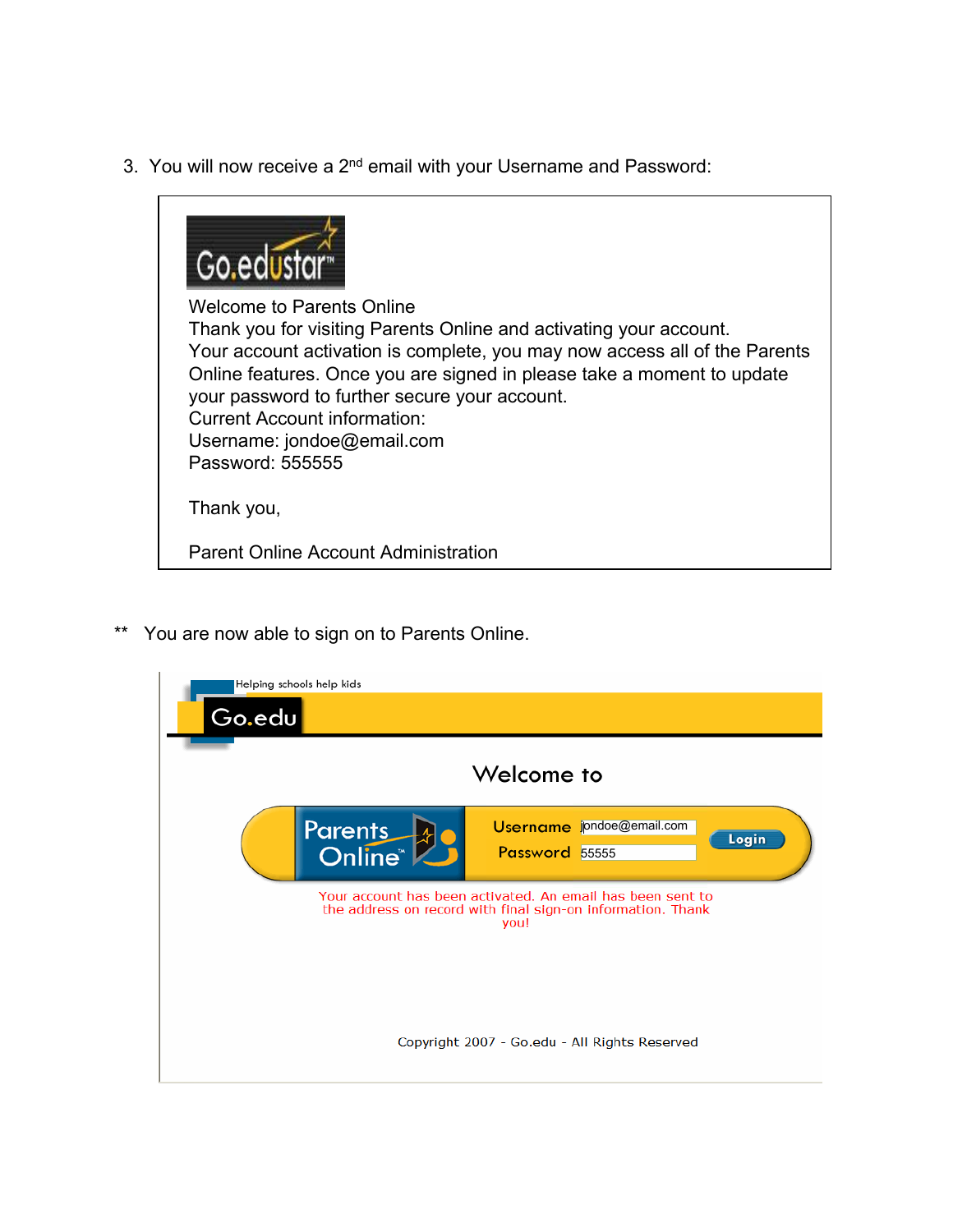3. You will now receive a 2nd email with your Username and Password:

> Go.edustar™
>
> Welcome to Parents Online
> Thank you for visiting Parents Online and activating your account.
> Your account activation is complete, you may now access all of the Parents Online features. Once you are signed in please take a moment to update your password to further secure your account.
> Current Account information:
> Username: jondoe@email.com
> Password: 555555
>
> Thank you,
>
> Parent Online Account Administration

** You are now able to sign on to Parents Online.

Helping schools help kids

Go.edu

Welcome to

Parents Online™

Username jondoe@email.com

Password 55555

Login

Your account has been activated. An email has been sent to the address on record with final sign-on information. Thank you!

Copyright 2007 - Go.edu - All Rights Reserved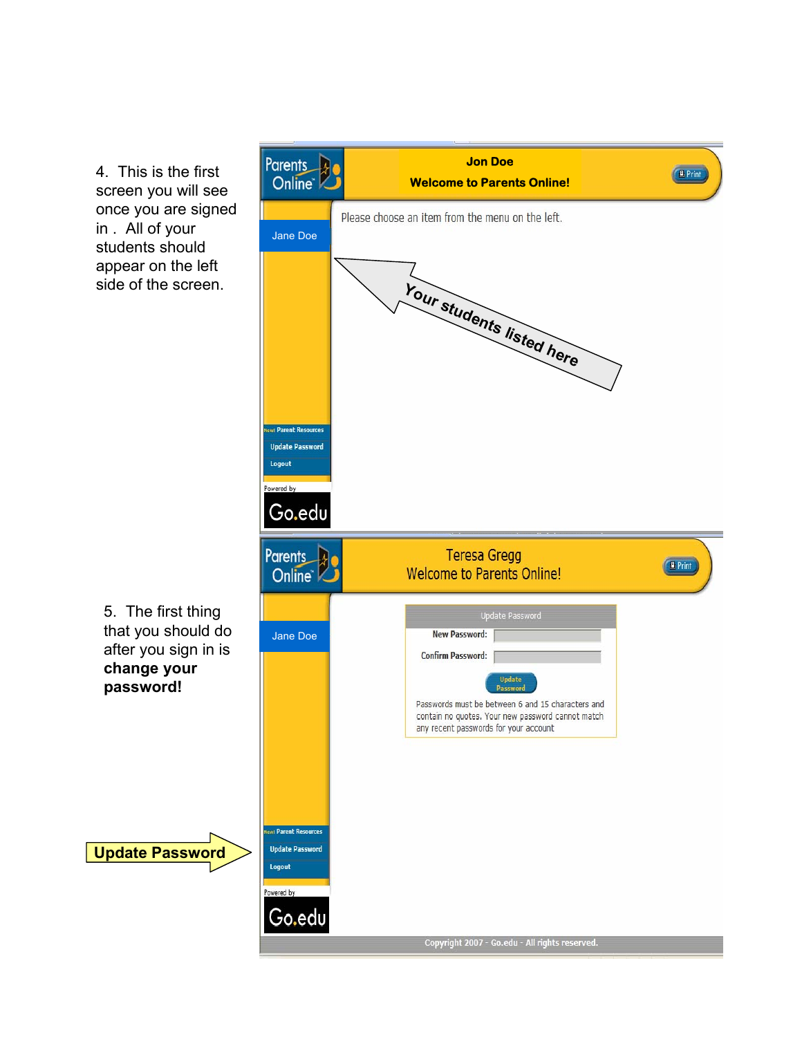4. This is the first screen you will see once you are signed in . All of your students should appear on the left side of the screen.

Jon Doe

Welcome to Parents Online!

Please choose an item from the menu on the left.

Jane Doe

Your students listed here

New! Parent Resources

Update Password

Logout

Powered by Go.edu

5. The first thing that you should do after you sign in is **change your password!**

Teresa Gregg

Welcome to Parents Online!

Jane Doe

Update Password

New Password:

Confirm Password:

Update Password

Passwords must be between 6 and 15 characters and contain no quotes. Your new password cannot match any recent passwords for your account

**Update Password**

New! Parent Resources

Update Password

Logout

Powered by Go.edu

Copyright 2007 - Go.edu - All rights reserved.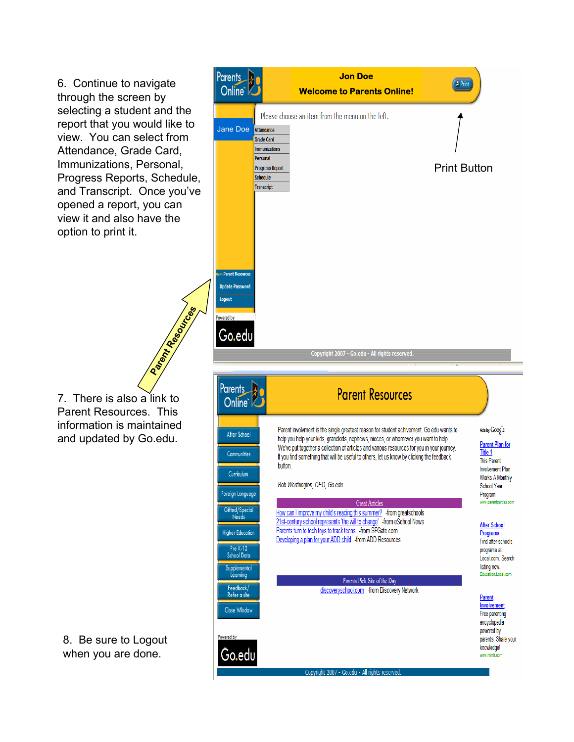6. Continue to navigate through the screen by selecting a student and the report that you would like to view. You can select from Attendance, Grade Card, Immunizations, Personal, Progress Reports, Schedule, and Transcript. Once you've opened a report, you can view it and also have the option to print it.

Jon Doe

Welcome to Parents Online!

Print

Please choose an item from the menu on the left.

Jane Doe

Attendance

Grade Card

Immunizations

Personal

Progress Report

Schedule

Transcript

Print Button

New! Parent Resources

Update Password

Logout

Powered by Go.edu

Copyright 2007 - Go.edu - All rights reserved.

Parent Resources

7. There is also a link to Parent Resources. This information is maintained and updated by Go.edu.

Parent Resources

After School

Communities

Curriculum

Foreign Language

Gifted/Special Needs

Higher Education

Pre K-12 School Data

Supplemental Learning

Feedback/ Refer a site

Close Window

Parent involvment is the single greatest reason for student achivement. Go.edu wants to help you help your kids, grandkids, nephews, nieces, or whomever you want to help. We've put together a collection of articles and various resources for you in your journey. If you find something that will be useful to others, let us know by clicking the feedback button.

*Bob Worthington, CEO, Go.edu*

Great Articles

How can I improve my child's reading this summer? -from greatschools

21st-century school represents 'the will to change' -from eSchool News

Parents turn to tech toys to track teens -from SFGate.com

Developing a plan for your ADD child -from ADD Resources

Parents Pick Site of the Day

discoveryschool.com -from Discovery Network

Ads by Google

Parent Plan for Title 1

This Parent Involvement Plan Works A Monthly School Year Program

www.parentparties.com

After School Programs

Find after schools programs at Local.com. Search listing now.

Education.Local.com

Parent Involvement

Free parenting encyclopedia powered by parents. Share your knowledge!

www.minti.com

8. Be sure to Logout when you are done.

Powered by Go.edu

Copyright 2007 - Go.edu - All rights reserved.